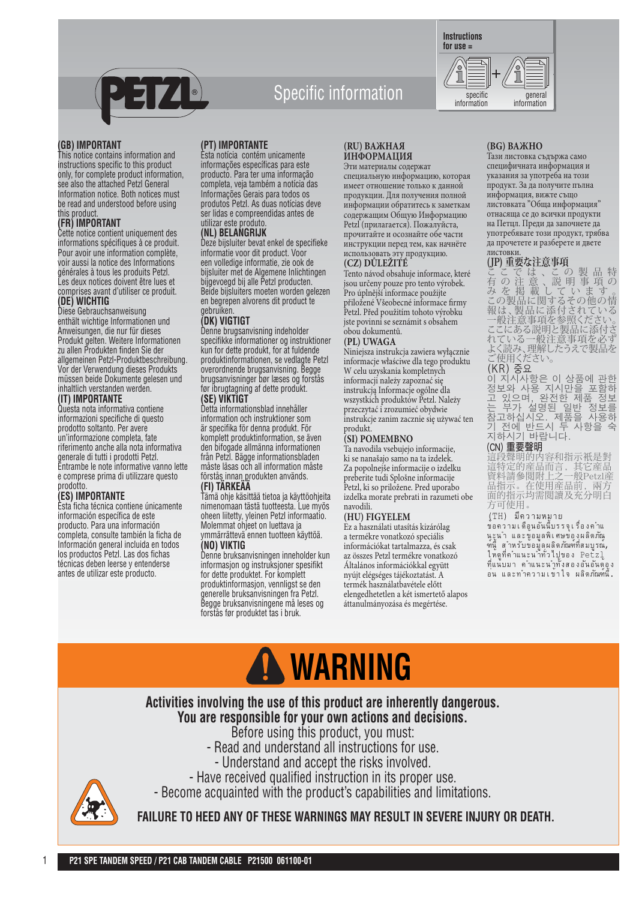# Specific information

Instructions for use = specific information + general information

## (GB) IMPORTANT
This notice contains information and instructions specific to this product only, for complete product information, see also the attached Petzl General Information notice. Both notices must be read and understood before using this product.

## (FR) IMPORTANT
Cette notice contient uniquement des informations spécifiques à ce produit. Pour avoir une information complète, voir aussi la notice des Informations générales à tous les produits Petzl. Les deux notices doivent être lues et comprises avant d'utiliser ce produit.

## (DE) WICHTIG
Diese Gebrauchsanweisung enthält wichtige Informationen und Anweisungen, die nur für dieses Produkt gelten. Weitere Informationen zu allen Produkten finden Sie der allgemeinen Petzl-Produktbeschreibung. Vor der Verwendung dieses Produkts müssen beide Dokumente gelesen und inhaltlich verstanden werden.

## (IT) IMPORTANTE
Questa nota informativa contiene informazioni specifiche di questo prodotto soltanto. Per avere un'informazione completa, fate riferimento anche alla nota informativa generale di tutti i prodotti Petzl. Entrambe le note informative vanno lette e comprese prima di utilizzare questo prodotto.

## (ES) IMPORTANTE
Esta ficha técnica contiene únicamente información específica de este producto. Para una información completa, consulte también la ficha de Información general incluida en todos los productos Petzl. Las dos fichas técnicas deben leerse y entenderse antes de utilizar este producto.

## (PT) IMPORTANTE
Esta notícia contém unicamente informações específicas para este producto. Para ter uma informação completa, veja também a notícia das Informações Gerais para todos os produtos Petzl. As duas notícias deve ser lidas e compreendidas antes de utilizar este produto.

## (NL) BELANGRIJK
Deze bijsluiter bevat enkel de specifieke informatie voor dit product. Voor een volledige informatie, zie ook de bijsluiter met de Algemene Inlichtingen bijgevoegd bij alle Petzl producten. Beide bijsluiters moeten worden gelezen en begrepen alvorens dit product te gebruiken.

## (DK) VIGTIGT
Denne brugsanvisning indeholder specifikke informationer og instruktioner kun for dette produkt, for at fuldende produktinformationen, se vedlagte Petzl overordnende brugsanvisning. Begge brugsanvisninger bør læses og forstås før ibrugtagning af dette produkt.

## (SE) VIKTIGT
Detta informationsblad innehåller information och instruktioner som är specifika för denna produkt. För komplett produktinformation, se även den bifogade allmänna informationen från Petzl. Bägge informationsbladen måste läsas och all information måste förstås innan produkten används.

## (FI) TÄRKEÄÄ
Tämä ohje käsittää tietoa ja käyttöohjeita nimenomaan tästä tuotteesta. Lue myös oheen liitetty, yleinen Petzl informaatio. Molemmat ohjeet on luettava ja ymmärrettävä ennen tuotteen käyttöä.

## (NO) VIKTIG
Denne bruksanvisningen inneholder kun informasjon og instruksjoner spesifikt for dette produktet. For komplett produktinformasjon, vennligst se den generelle bruksanvisningen fra Petzl. Begge bruksanvisningene må leses og forstås før produktet tas i bruk.

## (RU) ВАЖНАЯ ИНФОРМАЦИЯ
Эти материалы содержат специальную информацию, которая имеет отношение только к данной продукции. Для получения полной информации обратитесь к заметкам содержащим Общую Информацию Petzl (прилагается). Пожалуйста, прочитайте и осознайте обе части инструкции перед тем, как начнёте использовать эту продукцию.

## (CZ) DŮLEŽITÉ
Tento návod obsahuje informace, které jsou určeny pouze pro tento výrobek. Pro úplnější informace použijte přiložené Všeobecné informace firmy Petzl. Před použitím tohoto výrobku jste povinni se seznámit s obsahem obou dokumentů.

## (PL) UWAGA
Niniejsza instrukcja zawiera wyłącznie informacje właściwe dla tego produktu W celu uzyskania kompletnych informacji należy zapoznać się instrukcją Informacje ogólne dla wszystkich produktów Petzl. Należy przeczytać i zrozumieć obydwie instrukcje zanim zacznie się używać ten produkt.

## (SI) POMEMBNO
Ta navodila vsebujejo informacije, ki se nanašajo samo na ta izdelek. Za popolnejše informacije o izdelku preberite tudi Splošne informacije Petzl, ki so priložene. Pred uporabo izdelka morate prebrati in razumeti obe navodili.

## (HU) FIGYELEM
Ez a használati utasítás kizárólag a termékre vonatkozó speciális információkat tartalmazza, és csak az összes Petzl termékre vonatkozó Általános információkkal együtt nyújt elégséges tájékoztatást. A termék használatbavétele előtt elengedhetetlen a két ismertető alapos áttanulmányozása és megértése.

## (BG) ВАЖНО
Тази листовка съдържа само специфичната информация и указания за употреба на този продукт. За да получите пълна информация, вижте също листовката "Обща информация" отнасяща се до всички продукти на Петцл. Преди да започнете да употребявате този продукт, трябва да прочетете и разберете и двете листовки.

## (JP) 重要な注意事項
ここでは、この製品特有の注意、説明事項のみを掲載しています。この製品に関するその他の情報は、製品に添付されている一般注意事項を参照ください。ここにある説明と製品に添付されている一般注意事項を必ずよく読み、理解したうえで製品をご使用ください。

## (KR) 중요
이 지시사항은 이 상품에 관한 정보와 사용 지시만을 포함하고 있으며, 완전한 제품 정보는 부가 설명된 일반 정보를 참고하십시오. 제품을 사용하기 전에 반드시 두 사항을 숙지하시기 바랍니다.

## (CN) 重要聲明
這份聲明的內容和指示祇是對這特定的產品而言，其它產品資料請參閱附上之一般Petzl產品指示。在使用產品前，兩方面的指示均需閱讀及充分明白方可使用。

## (TH) มีความหมาย
ข้อความเตือนอันนี้บรรจุเรื่องคำแนะนำ และข้อมูลพิเศษของผลิตภัณฑ์นี้ สำหรับข้อมูลผลิตภัณฑ์ที่สมบูรณ์, ให้ดูที่คำแนะนำทั่วไปของ Petzl ที่แนบมา คำแนะนำทั้งสองอันต้องอ่าน และทำความเข้าใจ ผลิตภัณฑ์นี้.

# WARNING

**Activities involving the use of this product are inherently dangerous.**
**You are responsible for your own actions and decisions.**

Before using this product, you must:

- Read and understand all instructions for use.
- Understand and accept the risks involved.
- Have received qualified instruction in its proper use.
- Become acquainted with the product's capabilities and limitations.

**FAILURE TO HEED ANY OF THESE WARNINGS MAY RESULT IN SEVERE INJURY OR DEATH.**

P21 SPE TANDEM SPEED / P21 CAB TANDEM CABLE P21500 061100-01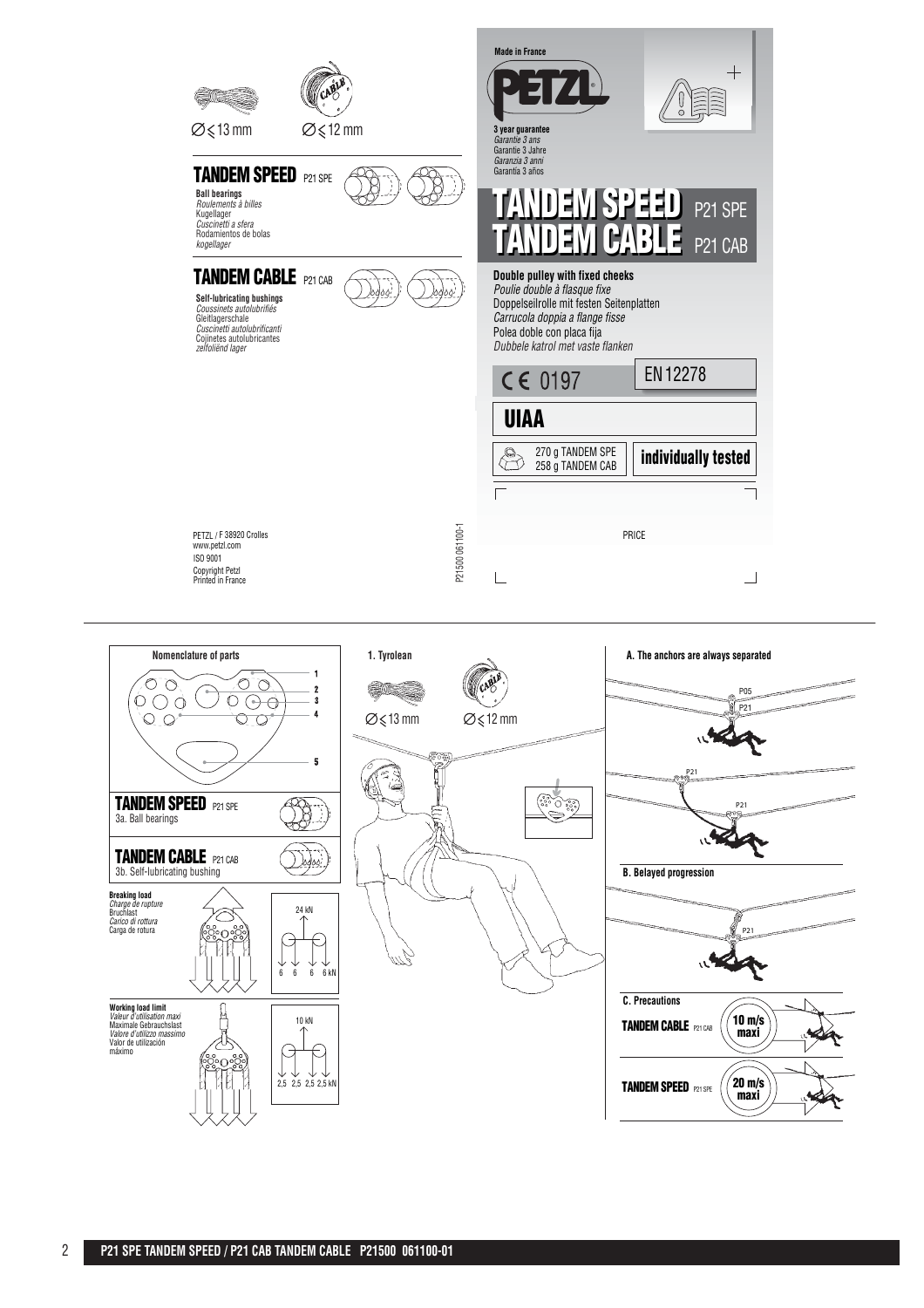$\varnothing \leqslant 13$ mm $\varnothing \leqslant 12$ mm

## TANDEM SPEED P21 SPE

**Ball bearings**
*Roulements à billes*
Kugellager
*Cuscinetti a sfera*
Rodamientos de bolas
*kogellager*

## TANDEM CABLE P21 CAB

**Self-lubricating bushings**
*Coussinets autolubrifiés*
Gleitlagerschale
*Cuscinetti autolubrificanti*
Cojinetes autolubricantes
*zelfoliënd lager*

PETZL / F 38920 Crolles
www.petzl.com
ISO 9001
Copyright Petzl
Printed in France

P21500 061100-1

**Made in France**

PETZL

**3 year guarantee**
*Garantie 3 ans*
Garantie 3 Jahre
*Garanzia 3 anni*
Garantía 3 años

# TANDEM SPEED P21 SPE
# TANDEM CABLE P21 CAB

**Double pulley with fixed cheeks**
*Poulie double à flasque fixe*
Doppelseilrolle mit festen Seitenplatten
*Carrucola doppia a flange fisse*
Polea doble con placa fija
*Dubbele katrol met vaste flanken*

CE 0197 | EN 12278

**UIAA**

270 g TANDEM SPE
258 g TANDEM CAB

**individually tested**

PRICE

---

### Nomenclature of parts

1
2
3
4
5

**TANDEM SPEED** P21 SPE
3a. Ball bearings

**TANDEM CABLE** P21 CAB
3b. Self-lubricating bushing

**Breaking load**
*Charge de rupture*
Bruchlast
*Carico di rottura*
Carga de rotura

24 kN
6 6 6 6 kN

**Working load limit**
*Valeur d'utilisation maxi*
Maximale Gebrauchslast
*Valore d'utilizzo massimo*
Valor de utilización máximo

10 kN
2,5 2,5 2,5 2,5 kN

### 1. Tyrolean

$\varnothing \leqslant 13$ mm $\varnothing \leqslant 12$ mm

### A. The anchors are always separated

P05
P21

P21
P21

### B. Belayed progression

P21

### C. Precautions

**TANDEM CABLE** P21 CAB — 10 m/s maxi

**TANDEM SPEED** P21 SPE — 20 m/s maxi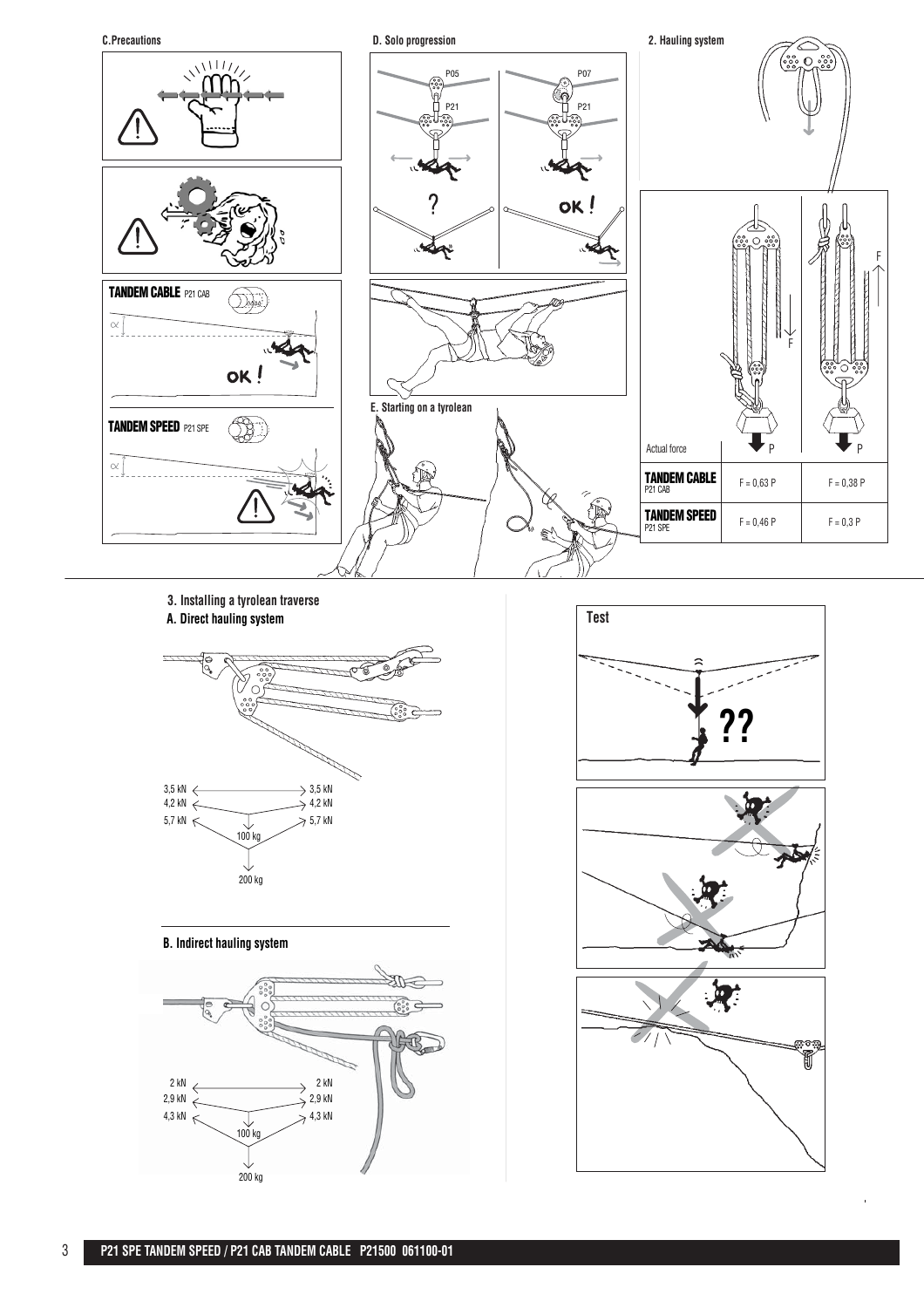## C. Precautions

TANDEM CABLE P21 CAB

OK !

TANDEM SPEED P21 SPE

## D. Solo progression

P05

P21

P07

P21

?

OK !

## E. Starting on a tyrolean

## 2. Hauling system

| Actual force | | |
|---|---|---|
| TANDEM CABLE P21 CAB | F = 0,63 P | F = 0,38 P |
| TANDEM SPEED P21 SPE | F = 0,46 P | F = 0,3 P |

## 3. Installing a tyrolean traverse

### A. Direct hauling system

3,5 kN / 3,5 kN

4,2 kN / 4,2 kN

5,7 kN / 5,7 kN

100 kg

200 kg

### B. Indirect hauling system

2 kN / 2 kN

2,9 kN / 2,9 kN

4,3 kN / 4,3 kN

100 kg

200 kg

### Test

??

P21 SPE TANDEM SPEED / P21 CAB TANDEM CABLE P21500 061100-01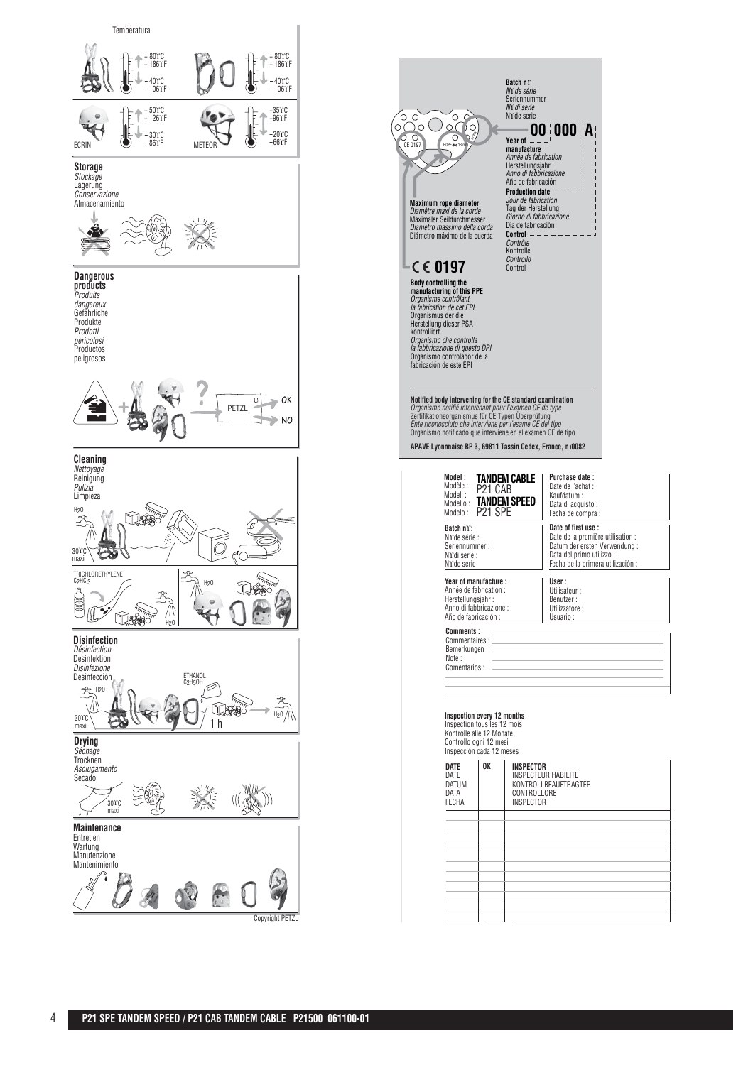Temperatura

+ 80°C
+ 186°F
− 40°C
− 106°F

+ 80°C
+ 186°F
− 40°C
− 106°F

+ 50°C
+ 126°F
− 30°C
− 86°F

+35°C
+96°F
−20°C
−66°F

ECRIN

METEOR

## Storage

*Stockage*
Lagerung
*Conservazione*
Almacenamiento

## Dangerous products

*Produits dangereux*
Gefährliche Produkte
*Prodotti pericolosi*
Productos peligrosos

PETZL

OK

NO

## Cleaning

*Nettoyage*
Reinigung
*Pulizia*
Limpieza

$H_2O$

30°C maxi

TRICHLORETHYLENE
$C_2HCl_3$

$H_2O$

$H_2O$

## Disinfection

*Désinfection*
Desinfektion
*Disinfezione*
Desinfección

$H_2O$

ETHANOL
$C_2H_5OH$

30°C maxi

1 h

$H_2O$

## Drying

*Séchage*
Trocknen
*Asciugamento*
Secado

30°C maxi

## Maintenance

Entretien
Wartung
Manutenzione
Mantenimiento

Copyright PETZL

CE 0197

ROPE ≤ 13 mm

**Batch n°**
*N° de série*
Seriennummer
*N° di serie*
N° de serie

**00 000 A**

**Year of manufacture**
*Année de fabrication*
Herstellungsjahr
*Anno di fabbricazione*
Año de fabricación

**Production date**
*Jour de fabrication*
Tag der Herstellung
*Giorno di fabbricazione*
Día de fabricación

**Control**
*Contrôle*
Kontrolle
*Controllo*
Control

**Maximum rope diameter**
*Diamètre maxi de la corde*
Maximaler Seildurchmesser
*Diametro massimo della corda*
Diámetro máximo de la cuerda

**CE 0197**

**Body controlling the manufacturing of this PPE**
*Organisme contrôlant la fabrication de cet EPI*
Organismus der die Herstellung dieser PSA kontrolliert
*Organismo che controlla la fabbricazione di questo DPI*
Organismo controlador de la fabricación de este EPI

**Notified body intervening for the CE standard examination**
*Organisme notifié intervenant pour l'examen CE de type*
Zertifikationsorganismus für CE Typen Überprüfung
*Ente riconosciuto che interviene per l'esame CE del tipo*
Organismo notificado que interviene en el examen CE de tipo

**APAVE Lyonnaise BP 3, 69811 Tassin Cedex, France, n°0082**

| **Model :** Modèle : Modell : Modello : Modelo : **TANDEM CABLE** P21 CAB **TANDEM SPEED** P21 SPE | **Purchase date :** Date de l'achat : Kaufdatum : Data di acquisto : Fecha de compra : |
|---|---|
| **Batch n°:** N° de série : Seriennummer : N° di serie : N° de serie | **Date of first use :** Date de la première utilisation : Datum der ersten Verwendung : Data del primo utilizzo : Fecha de la primera utilización : |
| **Year of manufacture :** Année de fabrication : Herstellungsjahr : Anno di fabbricazione : Año de fabricación : | **User :** Utilisateur : Benutzer : Utilizzatore : Usuario : |

**Comments :**
Commentaires :
Bemerkungen :
Note :
Comentarios :

**Inspection every 12 months**
Inspection tous les 12 mois
Kontrolle alle 12 Monate
Controllo ogni 12 mesi
Inspección cada 12 meses

| **DATE** DATE DATUM DATA FECHA | **OK** | **INSPECTOR** INSPECTEUR HABILITE KONTROLLBEAUFTRAGTER CONTROLLORE INSPECTOR |
|---|---|---|
| | | |
| | | |
| | | |
| | | |
| | | |
| | | |
| | | |
| | | |
| | | |
| | | |
| | | |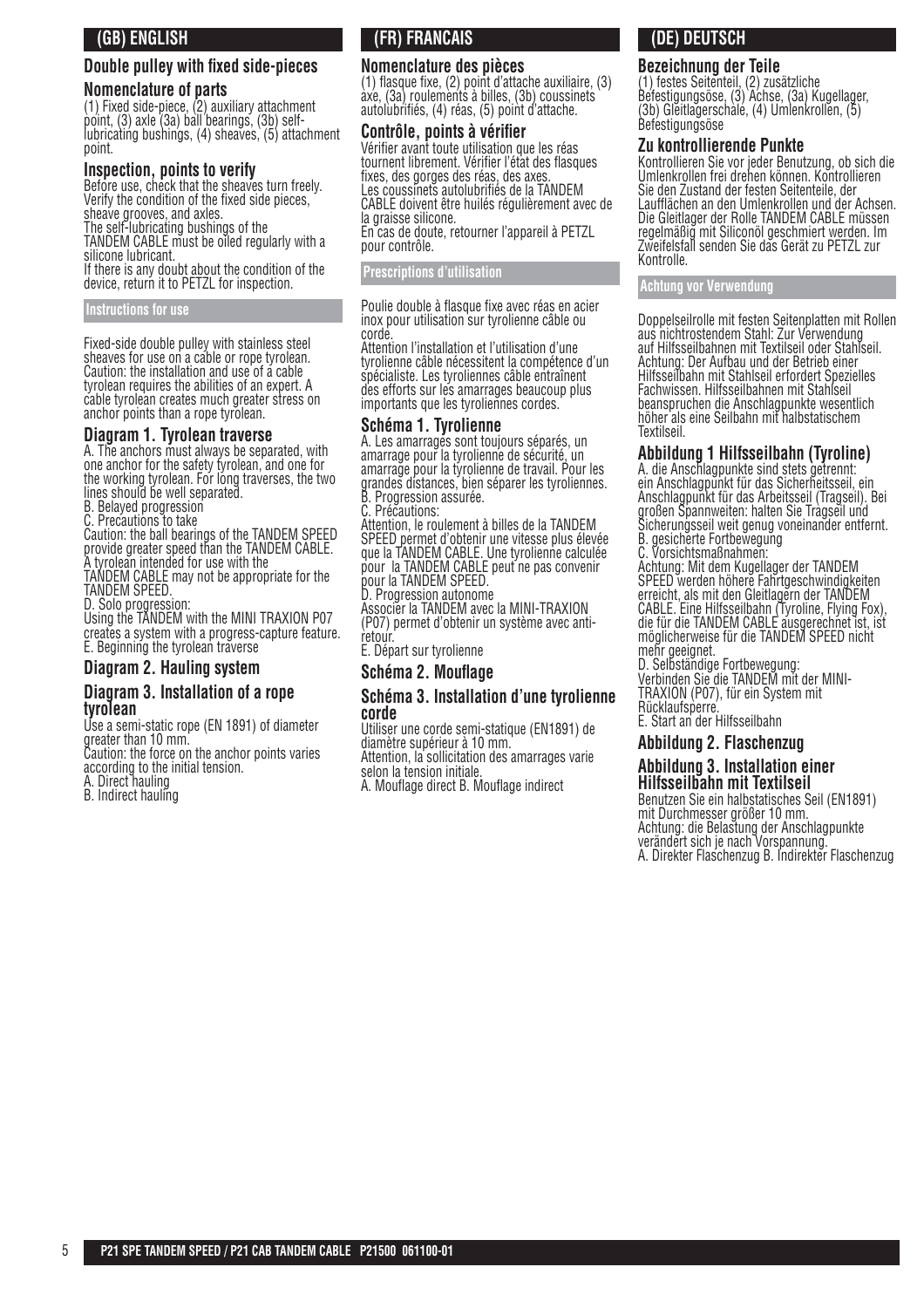## (GB) ENGLISH

### Double pulley with fixed side-pieces

### Nomenclature of parts

(1) Fixed side-piece, (2) auxiliary attachment point, (3) axle (3a) ball bearings, (3b) self-lubricating bushings, (4) sheaves, (5) attachment point.

### Inspection, points to verify

Before use, check that the sheaves turn freely. Verify the condition of the fixed side pieces, sheave grooves, and axles.
The self-lubricating bushings of the TANDEM CABLE must be oiled regularly with a silicone lubricant.
If there is any doubt about the condition of the device, return it to PETZL for inspection.

#### Instructions for use

Fixed-side double pulley with stainless steel sheaves for use on a cable or rope tyrolean.
Caution: the installation and use of a cable tyrolean requires the abilities of an expert. A cable tyrolean creates much greater stress on anchor points than a rope tyrolean.

### Diagram 1. Tyrolean traverse

A. The anchors must always be separated, with one anchor for the safety tyrolean, and one for the working tyrolean. For long traverses, the two lines should be well separated.
B. Belayed progression
C. Precautions to take
Caution: the ball bearings of the TANDEM SPEED provide greater speed than the TANDEM CABLE. A tyrolean intended for use with the TANDEM CABLE may not be appropriate for the TANDEM SPEED.
D. Solo progression:
Using the TANDEM with the MINI TRAXION P07 creates a system with a progress-capture feature.
E. Beginning the tyrolean traverse

### Diagram 2. Hauling system

### Diagram 3. Installation of a rope tyrolean

Use a semi-static rope (EN 1891) of diameter greater than 10 mm.
Caution: the force on the anchor points varies according to the initial tension.
A. Direct hauling
B. Indirect hauling

## (FR) FRANCAIS

### Nomenclature des pièces

(1) flasque fixe, (2) point d'attache auxiliaire, (3) axe, (3a) roulements à billes, (3b) coussinets autolubrifiés, (4) réas, (5) point d'attache.

### Contrôle, points à vérifier

Vérifier avant toute utilisation que les réas tournent librement. Vérifier l'état des flasques fixes, des gorges des réas, des axes.
Les coussinets autolubrifiés de la TANDEM CABLE doivent être huilés régulièrement avec de la graisse silicone.
En cas de doute, retourner l'appareil à PETZL pour contrôle.

#### Prescriptions d'utilisation

Poulie double à flasque fixe avec réas en acier inox pour utilisation sur tyrolienne câble ou corde.
Attention l'installation et l'utilisation d'une tyrolienne câble nécessitent la compétence d'un spécialiste. Les tyroliennes câble entraînent des efforts sur les amarrages beaucoup plus importants que les tyroliennes cordes.

### Schéma 1. Tyrolienne

A. Les amarrages sont toujours séparés, un amarrage pour la tyrolienne de sécurité, un amarrage pour la tyrolienne de travail. Pour les grandes distances, bien séparer les tyroliennes.
B. Progression assurée.
C. Précautions:
Attention, le roulement à billes de la TANDEM SPEED permet d'obtenir une vitesse plus élevée que la TANDEM CABLE. Une tyrolienne calculée pour la TANDEM CABLE peut ne pas convenir pour la TANDEM SPEED.
D. Progression autonome
Associer la TANDEM avec la MINI-TRAXION (P07) permet d'obtenir un système avec anti-retour.
E. Départ sur tyrolienne

### Schéma 2. Mouflage

### Schéma 3. Installation d'une tyrolienne corde

Utiliser une corde semi-statique (EN1891) de diamètre supérieur à 10 mm.
Attention, la sollicitation des amarrages varie selon la tension initiale.
A. Mouflage direct B. Mouflage indirect

## (DE) DEUTSCH

### Bezeichnung der Teile

(1) festes Seitenteil, (2) zusätzliche Befestigungsöse, (3) Achse, (3a) Kugellager, (3b) Gleitlagerschale, (4) Umlenkrollen, (5) Befestigungsöse

### Zu kontrollierende Punkte

Kontrollieren Sie vor jeder Benutzung, ob sich die Umlenkrollen frei drehen können. Kontrollieren Sie den Zustand der festen Seitenteile, der Laufflächen an den Umlenkrollen und der Achsen. Die Gleitlager der Rolle TANDEM CABLE müssen regelmäßig mit Siliconöl geschmiert werden. Im Zweifelsfall senden Sie das Gerät zu PETZL zur Kontrolle.

#### Achtung vor Verwendung

Doppelseilrolle mit festen Seitenplatten mit Rollen aus nichtrostendem Stahl: Zur Verwendung auf Hilfsseilbahnen mit Textilseil oder Stahlseil.
Achtung: Der Aufbau und der Betrieb einer Hilfsseilbahn mit Stahlseil erfordert Spezielles Fachwissen. Hilfsseilbahnen mit Stahlseil beanspruchen die Anschlagpunkte wesentlich höher als eine Seilbahn mit halbstatischem Textilseil.

### Abbildung 1 Hilfsseilbahn (Tyroline)

A. die Anschlagpunkte sind stets getrennt: ein Anschlagpunkt für das Sicherheitsseil, ein Anschlagpunkt für das Arbeitsseil (Tragseil). Bei großen Spannweiten: halten Sie Tragseil und Sicherungsseil weit genug voneinander entfernt.
B. gesicherte Fortbewegung
C. Vorsichtsmaßnahmen:
Achtung: Mit dem Kugellager der TANDEM SPEED werden höhere Fahrtgeschwindigkeiten erreicht, als mit den Gleitlagern der TANDEM CABLE. Eine Hilfsseilbahn (Tyroline, Flying Fox), die für die TANDEM CABLE ausgerechnet ist, ist möglicherweise für die TANDEM SPEED nicht mehr geeignet.
D. Selbständige Fortbewegung:
Verbinden Sie die TANDEM mit der MINI-TRAXION (P07), für ein System mit Rücklaufsperre.
E. Start an der Hilfsseilbahn

### Abbildung 2. Flaschenzug

### Abbildung 3. Installation einer Hilfsseilbahn mit Textilseil

Benutzen Sie ein halbstatisches Seil (EN1891) mit Durchmesser größer 10 mm.
Achtung: die Belastung der Anschlagpunkte verändert sich je nach Vorspannung.
A. Direkter Flaschenzug B. Indirekter Flaschenzug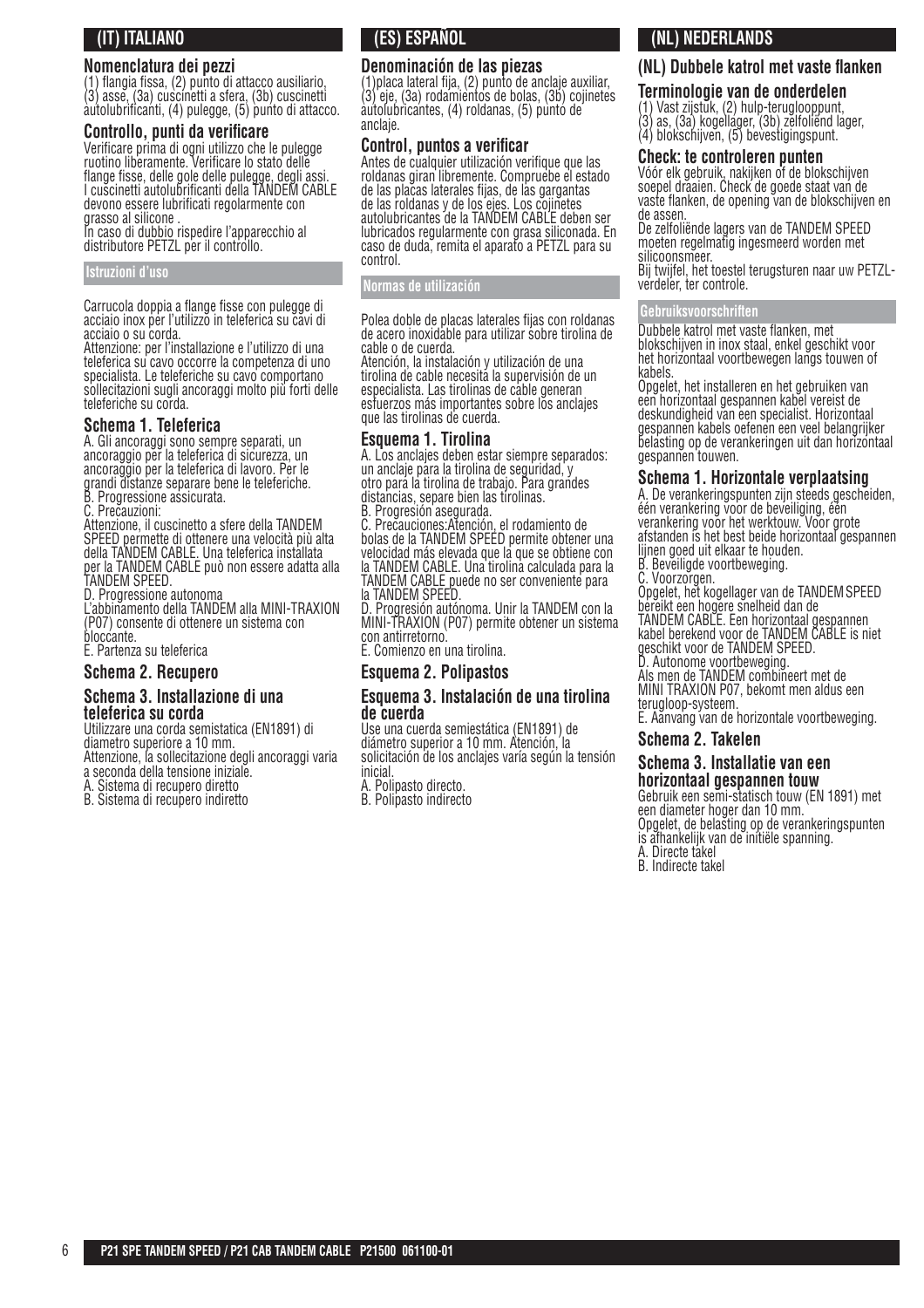# (IT) ITALIANO

## Nomenclatura dei pezzi

(1) flangia fissa, (2) punto di attacco ausiliario, (3) asse, (3a) cuscinetti a sfera, (3b) cuscinetti autolubrificanti, (4) pulegge, (5) punto di attacco.

## Controllo, punti da verificare

Verificare prima di ogni utilizzo che le pulegge ruotino liberamente. Verificare lo stato delle flange fisse, delle gole delle pulegge, degli assi. I cuscinetti autolubrificanti della TANDEM CABLE devono essere lubrificati regolarmente con grasso al silicone .

In caso di dubbio rispedire l'apparecchio al distributore PETZL per il controllo.

### Istruzioni d'uso

Carrucola doppia a flange fisse con pulegge di acciaio inox per l'utilizzo in teleferica su cavi di acciaio o su corda.

Attenzione: per l'installazione e l'utilizzo di una teleferica su cavo occorre la competenza di uno specialista. Le teleferiche su cavo comportano sollecitazioni sugli ancoraggi molto più forti delle teleferiche su corda.

## Schema 1. Teleferica

A. Gli ancoraggi sono sempre separati, un ancoraggio per la teleferica di sicurezza, un ancoraggio per la teleferica di lavoro. Per le grandi distanze separare bene le teleferiche.

B. Progressione assicurata.

C. Precauzioni:

Attenzione, il cuscinetto a sfere della TANDEM SPEED permette di ottenere una velocità più alta della TANDEM CABLE. Una teleferica installata per la TANDEM CABLE può non essere adatta alla TANDEM SPEED.

D. Progressione autonoma

L'abbinamento della TANDEM alla MINI-TRAXION (P07) consente di ottenere un sistema con bloccante.

E. Partenza su teleferica

## Schema 2. Recupero

## Schema 3. Installazione di una teleferica su corda

Utilizzare una corda semistatica (EN1891) di diametro superiore a 10 mm.

Attenzione, la sollecitazione degli ancoraggi varia a seconda della tensione iniziale.

A. Sistema di recupero diretto

B. Sistema di recupero indiretto

# (ES) ESPAÑOL

## Denominación de las piezas

(1)placa lateral fija, (2) punto de anclaje auxiliar, (3) eje, (3a) rodamientos de bolas, (3b) cojinetes autolubricantes, (4) roldanas, (5) punto de anclaje.

## Control, puntos a verificar

Antes de cualquier utilización verifique que las roldanas giran libremente. Compruebe el estado de las placas laterales fijas, de las gargantas de las roldanas y de los ejes. Los cojinetes autolubricantes de la TANDEM CABLE deben ser lubricados regularmente con grasa siliconada. En caso de duda, remita el aparato a PETZL para su control.

### Normas de utilización

Polea doble de placas laterales fijas con roldanas de acero inoxidable para utilizar sobre tirolina de cable o de cuerda.

Atención, la instalación y utilización de una tirolina de cable necesita la supervisión de un especialista. Las tirolinas de cable generan esfuerzos más importantes sobre los anclajes que las tirolinas de cuerda.

## Esquema 1. Tirolina

A. Los anclajes deben estar siempre separados: un anclaje para la tirolina de seguridad, y otro para la tirolina de trabajo. Para grandes distancias, separe bien las tirolinas.

B. Progresión asegurada.

C. Precauciones:Atención, el rodamiento de bolas de la TANDEM SPEED permite obtener una velocidad más elevada que la que se obtiene con la TANDEM CABLE. Una tirolina calculada para la TANDEM CABLE puede no ser conveniente para la TANDEM SPEED.

D. Progresión autónoma. Unir la TANDEM con la MINI-TRAXION (P07) permite obtener un sistema con antirretorno.

E. Comienzo en una tirolina.

## Esquema 2. Polipastos

## Esquema 3. Instalación de una tirolina de cuerda

Use una cuerda semiestática (EN1891) de diámetro superior a 10 mm. Atención, la solicitación de los anclajes varía según la tensión inicial.

A. Polipasto directo.

B. Polipasto indirecto

# (NL) NEDERLANDS

## (NL) Dubbele katrol met vaste flanken

## Terminologie van de onderdelen

(1) Vast zijstuk, (2) hulp-teruglooppunt, (3) as, (3a) kogellager, (3b) zelfoliend lager, (4) blokschijven, (5) bevestigingspunt.

## Check: te controleren punten

Vóór elk gebruik, nakijken of de blokschijven soepel draaien. Check de goede staat van de vaste flanken, de opening van de blokschijven en de assen.

De zelfoliënde lagers van de TANDEM SPEED moeten regelmatig ingesmeerd worden met siliconsmeer.

Bij twijfel, het toestel terugsturen naar uw PETZL-verdeler, ter controle.

### Gebruiksvoorschriften

Dubbele katrol met vaste flanken, met blokschijven in inox staal, enkel geschikt voor het horizontaal voortbewegen langs touwen of kabels.

Opgelet, het installeren en het gebruiken van een horizontaal gespannen kabel vereist de deskundigheid van een specialist. Horizontaal gespannen kabels oefenen een veel belangrijker belasting op de verankeringen uit dan horizontaal gespannen touwen.

## Schema 1. Horizontale verplaatsing

A. De verankeringspunten zijn steeds gescheiden, één verankering voor de beveiliging, één verankering voor het werktouw. Voor grote afstanden is het best beide horizontaal gespannen lijnen goed uit elkaar te houden.

B. Beveiligde voortbeweging.

C. Voorzorgen.

Opgelet, het kogellager van de TANDEM SPEED bereikt een hogere snelheid dan de TANDEM CABLE. Een horizontaal gespannen kabel berekend voor de TANDEM CABLE is niet geschikt voor de TANDEM SPEED.

D. Autonome voortbeweging.

Als men de TANDEM combineert met de MINI TRAXION P07, bekomt men aldus een terugloop-systeem.

E. Aanvang van de horizontale voortbeweging.

## Schema 2. Takelen

## Schema 3. Installatie van een horizontaal gespannen touw

Gebruik een semi-statisch touw (EN 1891) met een diameter hoger dan 10 mm.

Opgelet, de belasting op de verankeringspunten is afhankelijk van de initiële spanning.

A. Directe takel

B. Indirecte takel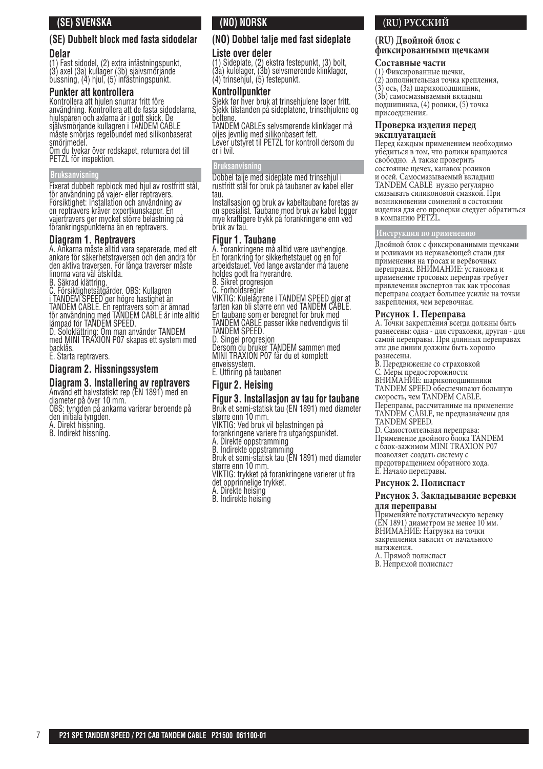## (SE) SVENSKA

### (SE) Dubbelt block med fasta sidodelar

**Delar**

(1) Fast sidodel, (2) extra infästningspunkt, (3) axel (3a) kullager (3b) självsmörjande bussning, (4) hjul, (5) infästningspunkt.

**Punkter att kontrollera**

Kontrollera att hjulen snurrar fritt före användning. Kontrollera att de fasta sidodelarna, hjulspåren och axlarna är i gott skick. De självsmörjande kullagren i TANDEM CABLE måste smörjas regelbundet med silikonbaserat smörjmedel.

Om du tvekar över redskapet, returnera det till PETZL för inspektion.

**Bruksanvisning**

Fixerat dubbelt repblock med hjul av rostfritt stål, för användning på vajer- eller reptravers.

Försiktighet: Installation och användning av en reptravers kräver expertkunskaper. En vajertravers ger mycket större belastning på förankringspunkterna än en reptravers.

**Diagram 1. Reptravers**

A. Ankarna måste alltid vara separerade, med ett ankare för säkerhetstraversen och den andra för den aktiva traversen. För långa traverser måste linorna vara väl åtskilda.

B. Säkrad klättring.

C. Försiktighetsåtgärder. OBS: Kullagren i TANDEM SPEED ger högre hastighet än TANDEM CABLE. En reptravers som är ämnad för användning med TANDEM CABLE är inte alltid lämpad för TANDEM SPEED.

D. Soloklättring: Om man använder TANDEM med MINI TRAXION P07 skapas ett system med backlås.

E. Starta reptravers.

**Diagram 2. Hissningssystem**

**Diagram 3. Installering av reptravers**

Använd ett halvstatiskt rep (EN 1891) med en diameter på över 10 mm.

OBS: tyngden på ankarna varierar beroende på den initiala tyngden.

A. Direkt hissning.

B. Indirekt hissning.

## (NO) NORSK

### (NO) Dobbel talje med fast sideplate

**Liste over deler**

(1) Sideplate, (2) ekstra festepunkt, (3) bolt, (3a) kulelager, (3b) selvsmørende klinklager, (4) trinsehjul, (5) festepunkt.

**Kontrollpunkter**

Sjekk før hver bruk at trinsehjulene løper fritt. Sjekk tilstanden på sideplatene, trinsehjulene og boltene.

TANDEM CABLEs selvsmørende klinklager må oljes jevnlig med silikonbasert fett.

Lever utstyret til PETZL for kontroll dersom du er i tvil.

**Bruksanvisning**

Dobbel talje med sideplate med trinsehjul i rustfritt stål for bruk på taubaner av kabel eller tau.

Installsasjon og bruk av kabeltaubane foretas av en spesialist. Taubane med bruk av kabel legger mye kraftigere trykk på forankringene enn ved bruk av tau.

**Figur 1. Taubane**

A. Forankringene må alltid være uavhengige. En forankring for sikkerhetstauet og en for arbeidstauet. Ved lange avstander må tauene holdes godt fra hverandre.

B. Sikret progresjon

C. Forholdsregler

VIKTIG: Kulelagrene i TANDEM SPEED gjør at farten kan bli større enn ved TANDEM CABLE. En taubane som er beregnet for bruk med TANDEM CABLE passer ikke nødvendigvis til TANDEM SPEED.

D. Singel progresjon

Dersom du bruker TANDEM sammen med MINI TRAXION P07 får du et komplett enveissystem.

E. Utfiring på taubanen

**Figur 2. Heising**

**Figur 3. Installasjon av tau for taubane**

Bruk et semi-statisk tau (EN 1891) med diameter større enn 10 mm.

VIKTIG: Ved bruk vil belastningen på forankringene variere fra utgangspunktet.

A. Direkte oppstramming

B. Indirekte oppstramming

Bruk et semi-statisk tau (EN 1891) med diameter større enn 10 mm.

VIKTIG: trykket på forankringene varierer ut fra det opprinnelige trykket.

A. Direkte heising

B. Indirekte heising

## (RU) РУССКИЙ

### (RU) Двойной блок с фиксированными щечками

**Составные части**

(1) Фиксированные щечки, (2) дополнительная точка крепления, (3) ось, (3a) шарикоподшипник, (3b) самосмазываемый вкладыш подшипника, (4) ролики, (5) точка присоединения.

**Проверка изделия перед эксплуатацией**

Перед каждым применением необходимо убедиться в том, что ролики вращаются свободно. А также проверить состояние щечек, канавок роликов и осей. Самосмазываемый вкладыш TANDEM CABLE нужно регулярно смазывать силиконовой смазкой. При возникновении сомнений в состоянии изделия для его проверки следует обратиться в компанию PETZL.

**Инструкция по применению**

Двойной блок с фиксированными щечками и роликами из нержавеющей стали для применения на тросах и верёвочных переправах. ВНИМАНИЕ: установка и применение тросовых переправ требует привлечения экспертов так как тросовая переправа создает большее усилие на точки закрепления, чем верёвочная.

**Рисунок 1. Переправа**

A. Точки закрепления всегда должны быть разнесены: одна - для страховки, другая - для самой переправы. При длинных переправах эти две линии должны быть хорошо разнесены.

B. Передвижение со страховкой

C. Меры предосторожности

ВНИМАНИЕ: шарикоподшипники TANDEM SPEED обеспечивают большую скорость, чем TANDEM CABLE. Переправы, рассчитанные на применение TANDEM CABLE, не предназначены для TANDEM SPEED.

D. Самостоятельная переправа: Применение двойного блока TANDEM с блок-зажимом MINI TRAXION P07 позволяет создать систему с предотвращением обратного хода.

E. Начало переправы.

**Рисунок 2. Полиспаст**

**Рисунок 3. Закладывание веревки для переправы**

Применяйте полустатическую веревку (EN 1891) диаметром не менее 10 мм.

ВНИМАНИЕ: Нагрузка на точки закрепления зависит от начального натяжения.

A. Прямой полиспаст

B. Непрямой полиспаст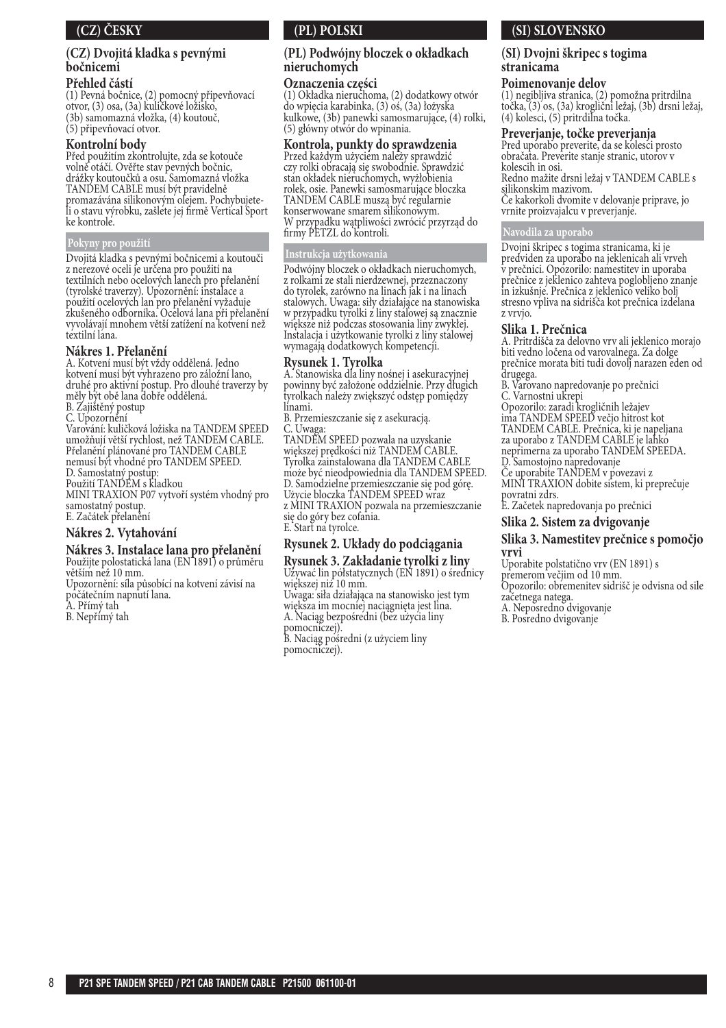## (CZ) ČESKY

### (CZ) Dvojitá kladka s pevnými bočnicemi

**Přehled částí**

(1) Pevná bočnice, (2) pomocný připevňovací otvor, (3) osa, (3a) kuličkové ložisko, (3b) samomazná vložka, (4) koutouč, (5) připevňovací otvor.

**Kontrolní body**

Před použitím zkontrolujte, zda se kotouče volně otáčí. Ověřte stav pevných bočnic, drážky koutoučků a osu. Samomazná vložka TANDEM CABLE musí být pravidelně promazávána silikonovým olejem. Pochybujete-li o stavu výrobku, zašlete jej firmě Vertical Sport ke kontrole.

**Pokyny pro použití**

Dvojitá kladka s pevnými bočnicemi a koutouči z nerezové oceli je určena pro použití na textilních nebo ocelových lanech pro přelanění (tyrolské traverzy). Upozornění: instalace a použití ocelových lan pro přelanění vyžaduje zkušeného odborníka. Ocelová lana při přelanění vyvolávají mnohem větší zatížení na kotvení než textilní lana.

**Nákres 1. Přelanění**

A. Kotvení musí být vždy oddělená. Jedno kotvení musí být vyhrazeno pro záložní lano, druhé pro aktivní postup. Pro dlouhé traverzy by měly být obě lana dobře oddělená.
B. Zajištěný postup
C. Upozornění
Varování: kuličková ložiska na TANDEM SPEED umožňují větší rychlost, než TANDEM CABLE. Přelanění plánované pro TANDEM CABLE nemusí být vhodné pro TANDEM SPEED.
D. Samostatný postup:
Použití TANDEM s kladkou MINI TRAXION P07 vytvoří systém vhodný pro samostatný postup.
E. Začátek přelanění

**Nákres 2. Vytahování**

**Nákres 3. Instalace lana pro přelanění**

Použijte polostatická lana (EN 1891) o průměru větším než 10 mm.
Upozornění: síla působící na kotvení závisí na počátečním napnutí lana.
A. Přímý tah
B. Nepřímý tah

## (PL) POLSKI

### (PL) Podwójny bloczek o okładkach nieruchomych

**Oznaczenia części**

(1) Okładka nieruchoma, (2) dodatkowy otwór do wpięcia karabinka, (3) oś, (3a) łożyska kulkowe, (3b) panewki samosmarujące, (4) rolki, (5) główny otwór do wpinania.

**Kontrola, punkty do sprawdzenia**

Przed każdym użyciem należy sprawdzić czy rolki obracają się swobodnie. Sprawdzić stan okładek nieruchomych, wyżłobienia rolek, osie. Panewki samosmarujące bloczka TANDEM CABLE muszą być regularnie konserwowane smarem silikonowym. W przypadku wątpliwości zwrócić przyrząd do firmy PETZL do kontroli.

**Instrukcja użytkowania**

Podwójny bloczek o okładkach nieruchomych, z rolkami ze stali nierdzewnej, przeznaczony do tyrolek, zarówno na linach jak i na linach stalowych. Uwaga: siły działające na stanowiska w przypadku tyrolki z liny stalowej są znacznie większe niż podczas stosowania liny zwykłej. Instalacja i użytkowanie tyrolki z liny stalowej wymagają dodatkowych kompetencji.

**Rysunek 1. Tyrolka**

A. Stanowiska dla liny nośnej i asekuracyjnej powinny być założone oddzielnie. Przy długich tyrolkach należy zwiększyć odstęp pomiędzy linami.
B. Przemieszczanie się z asekuracją.
C. Uwaga:
TANDEM SPEED pozwala na uzyskanie większej prędkości niż TANDEM CABLE. Tyrolka zainstalowana dla TANDEM CABLE może być nieodpowiednia dla TANDEM SPEED.
D. Samodzielne przemieszczanie się pod górę. Użycie bloczka TANDEM SPEED wraz z MINI TRAXION pozwala na przemieszczanie się do góry bez cofania.
E. Start na tyrolce.

**Rysunek 2. Układy do podciągania**

**Rysunek 3. Zakładanie tyrolki z liny**

Używać lin półstatycznych (EN 1891) o średnicy większej niż 10 mm.
Uwaga: siła działająca na stanowisko jest tym większa im mocniej naciągnięta jest lina.
A. Naciąg bezpośredni (bez użycia liny pomocniczej).
B. Naciąg pośredni (z użyciem liny pomocniczej).

## (SI) SLOVENSKO

### (SI) Dvojni škripec s togima stranicama

**Poimenovanje delov**

(1) negibljiva stranica, (2) pomožna pritrdilna točka, (3) os, (3a) kroglični ležaj, (3b) drsni ležaj, (4) kolesci, (5) pritrdilna točka.

**Preverjanje, točke preverjanja**

Pred uporabo preverite, da se kolesci prosto obračata. Preverite stanje stranic, utorov v kolescih in osi.
Redno mažite drsni ležaj v TANDEM CABLE s silikonskim mazivom.
Če kakorkoli dvomite v delovanje priprave, jo vrnite proizvajalcu v preverjanje.

**Navodila za uporabo**

Dvojni škripec s togima stranicama, ki je predviden za uporabo na jeklenicah ali vrveh v prečnici. Opozorilo: namestitev in uporaba prečnice z jeklenico zahteva poglobljeno znanje in izkušnje. Prečnica z jeklenico veliko bolj stresno vpliva na sidrišča kot prečnica izdelana z vrvjo.

**Slika 1. Prečnica**

A. Pritrdišča za delovno vrv ali jeklenico morajo biti vedno ločena od varovalnega. Za dolge prečnice morata biti tudi dovolj narazen eden od drugega.
B. Varovano napredovanje po prečnici
C. Varnostni ukrepi
Opozorilo: zaradi krogličnih ležajev ima TANDEM SPEED večjo hitrost kot TANDEM CABLE. Prečnica, ki je napeljana za uporabo z TANDEM CABLE je lahko neprimerna za uporabo TANDEM SPEEDA.
D. Samostojno napredovanje
Če uporabite TANDEM v povezavi z MINI TRAXION dobite sistem, ki preprečuje povratni zdrs.
E. Začetek napredovanja po prečnici

**Slika 2. Sistem za dvigovanje**

**Slika 3. Namestitev prečnice s pomočjo vrvi**

Uporabite polstatično vrv (EN 1891) s premerom večjim od 10 mm.
Opozorilo: obremenitev sidrišč je odvisna od sile začetnega natega.
A. Neposredno dvigovanje
B. Posredno dvigovanje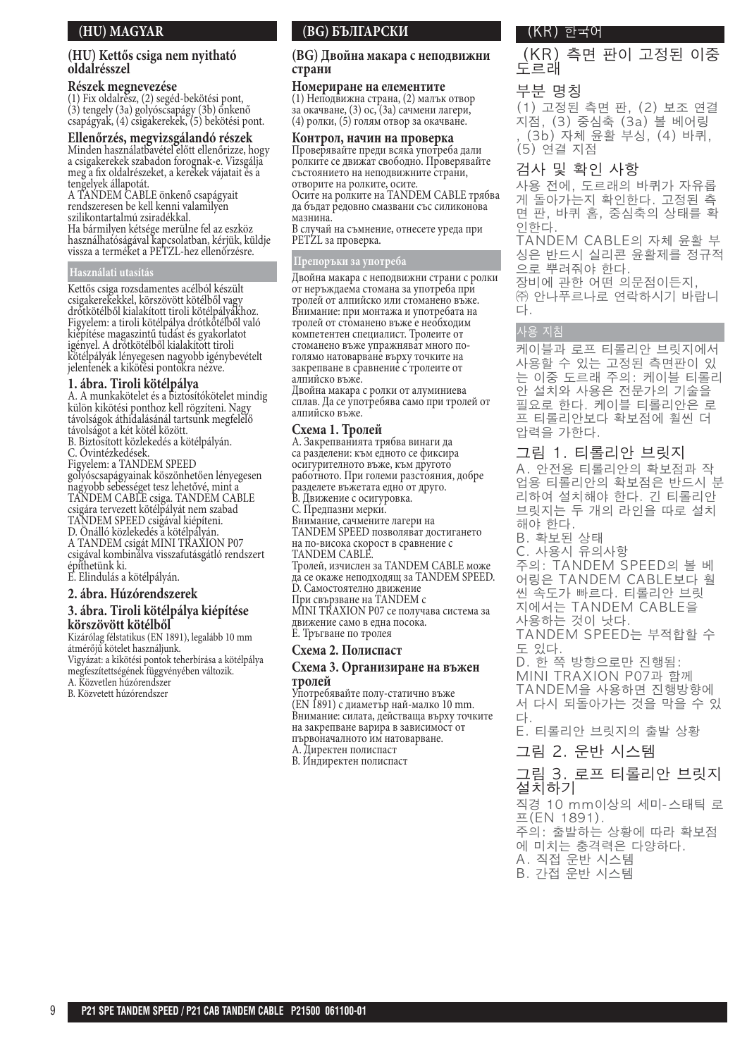## (HU) MAGYAR

### (HU) Kettős csiga nem nyitható oldalrésszel

**Részek megnevezése**

(1) Fix oldalrész, (2) segéd-bekötési pont, (3) tengely (3a) golyóscsapágy (3b) önkenő csapágyak, (4) csigakerekek, (5) bekötési pont.

**Ellenőrzés, megvizsgálandó részek**

Minden használatbavétel előtt ellenőrizze, hogy a csigakerekek szabadon forognak-e. Vizsgálja meg a fix oldalrészeket, a kerekek vájatait és a tengelyek állapotát.

A TANDEM CABLE önkenő csapágyait rendszeresen be kell kenni valamilyen szilikontartalmú zsiradékkal.

Ha bármilyen kétség merülne fel az eszköz használhatóságával kapcsolatban, kérjük, küldje vissza a terméket a PETZL-hez ellenőrzésre.

**Használati utasítás**

Kettős csiga rozsdamentes acélból készült csigakerekekkel, körszövött kötélből vagy drótkötélből kialakított tiroli kötélpályákhoz. Figyelem: a tiroli kötélpálya drótkötélből való kiépítése magasszintű tudást és gyakorlatot igényel. A drótkötélből kialakított tiroli kötélpályák lényegesen nagyobb igénybevételt jelentenek a kikötési pontokra nézve.

**1. ábra. Tiroli kötélpálya**

A. A munkakötelet és a biztosítókötelet mindig külön kikötési ponthoz kell rögzíteni. Nagy távolságok áthidalásánál tartsunk megfelelő távolságot a két kötél között.

B. Biztosított közlekedés a kötélpályán.

C. Óvintézkedések.

Figyelem: a TANDEM SPEED golyóscsapágyainak köszönhetően lényegesen nagyobb sebességet tesz lehetővé, mint a TANDEM CABLE csiga. TANDEM CABLE csigára tervezett kötélpályát nem szabad TANDEM SPEED csigával kiépíteni.

D. Önálló közlekedés a kötélpályán.

A TANDEM csigát MINI TRAXION P07 csigával kombinálva visszafutásgátló rendszert építhetünk ki.

E. Elindulás a kötélpályán.

**2. ábra. Húzórendszerek**

**3. ábra. Tiroli kötélpálya kiépítése körszövött kötélből**

Kizárólag félstatikus (EN 1891), legalább 10 mm átmérőjű kötelet használjunk.

Vigyázat: a kikötési pontok teherbírása a kötélpálya megfeszítettségének függvényében változik.

A. Közvetlen húzórendszer

B. Közvetett húzórendszer

## (BG) БЪЛГАРСКИ

### (BG) Двойна макара с неподвижни страни

**Номериране на елементите**

(1) Неподвижна страна, (2) малък отвор за окачване, (3) ос, (3a) сачмени лагери, (4) ролки, (5) голям отвор за окачване.

**Контрол, начин на проверка**

Проверявайте преди всяка употреба дали ролките се движат свободно. Проверявайте състоянието на неподвижните страни, отворите на ролките, осите.

Осите на ролките на TANDEM CABLE трябва да бъдат редовно смазвани със силиконова мазнина.

В случай на съмнение, отнесете уреда при PETZL за проверка.

**Препоръки за употреба**

Двойна макара с неподвижни страни с ролки от неръждаема стомана за употреба при тролей от алпийско или стоманено въже. Внимание: при монтажа и употребата на тролей от стоманено въже е необходим компетентен специалист. Тролеите от стоманено въже упражняват много по-голямо натоварване върху точките на закрепване в сравнение с тролеите от алпийско въже.

Двойна макара с ролки от алуминиева сплав. Да се употребява само при тролей от алпийско въже.

**Схема 1. Тролей**

A. Закрепванията трябва винаги да са разделени: към едното се фиксира осигурителното въже, към другото работното. При големи разстояния, добре разделете въжетата едно от друго.

B. Движение с осигуровка.

C. Предпазни мерки.

Внимание, сачмените лагери на TANDEM SPEED позволяват достигането на по-висока скорост в сравнение с TANDEM CABLE.

Тролей, изчислен за TANDEM CABLE може да се окаже неподходящ за TANDEM SPEED.

D. Самостоятелно движение

При свързване на TANDEM с MINI TRAXION P07 се получава система за движение само в една посока.

E. Тръгване по тролея

**Схема 2. Полиспаст**

**Схема 3. Организиране на въжен тролей**

Употребявайте полу-статично въже (EN 1891) с диаметър най-малко 10 mm.

Внимание: силата, действаща върху точките на закрепване варира в зависимост от първоначалното им натоварване.

A. Директен полиспаст

B. Индиректен полиспаст

## (KR) 한국어

### (KR) 측면 판이 고정된 이중 도르래

**부분 명칭**

(1) 고정된 측면 판, (2) 보조 연결 지점, (3) 중심축 (3a) 볼 베어링, (3b) 자체 윤활 부싱, (4) 바퀴, (5) 연결 지점

**검사 및 확인 사항**

사용 전에, 도르래의 바퀴가 자유롭게 돌아가는지 확인한다. 고정된 측면 판, 바퀴 홈, 중심축의 상태를 확인한다.

TANDEM CABLE의 자체 윤활 부싱은 반드시 실리콘 윤활제를 정규적으로 뿌려줘야 한다.

장비에 관한 어떤 의문점이든지, ㈜ 안나푸르나로 연락하시기 바랍니다.

**사용 지침**

케이블과 로프 티롤리안 브릿지에서 사용할 수 있는 고정된 측면판이 있는 이중 도르래 주의: 케이블 티롤리안 설치와 사용은 전문가의 기술을 필요로 한다. 케이블 티롤리안은 로프 티롤리안보다 확보점에 훨씬 더 압력을 가한다.

**그림 1. 티롤리안 브릿지**

A. 안전용 티롤리안의 확보점과 작업용 티롤리안의 확보점은 반드시 분리하여 설치해야 한다. 긴 티롤리안 브릿지는 두 개의 라인을 따로 설치해야 한다.

B. 확보된 상태

C. 사용시 유의사항

주의: TANDEM SPEED의 볼 베어링은 TANDEM CABLE보다 훨씬 속도가 빠르다. 티롤리안 브릿지에서는 TANDEM CABLE을 사용하는 것이 낫다.

TANDEM SPEED는 부적합할 수도 있다.

D. 한 쪽 방향으로만 진행됨: MINI TRAXION P07과 함께 TANDEM을 사용하면 진행방향에서 다시 되돌아가는 것을 막을 수 있다.

E. 티롤리안 브릿지의 출발 상황

**그림 2. 운반 시스템**

**그림 3. 로프 티롤리안 브릿지 설치하기**

직경 10 mm이상의 세미-스태틱 로프(EN 1891).

주의: 출발하는 상황에 따라 확보점에 미치는 충격력은 다양하다.

A. 직접 운반 시스템

B. 간접 운반 시스템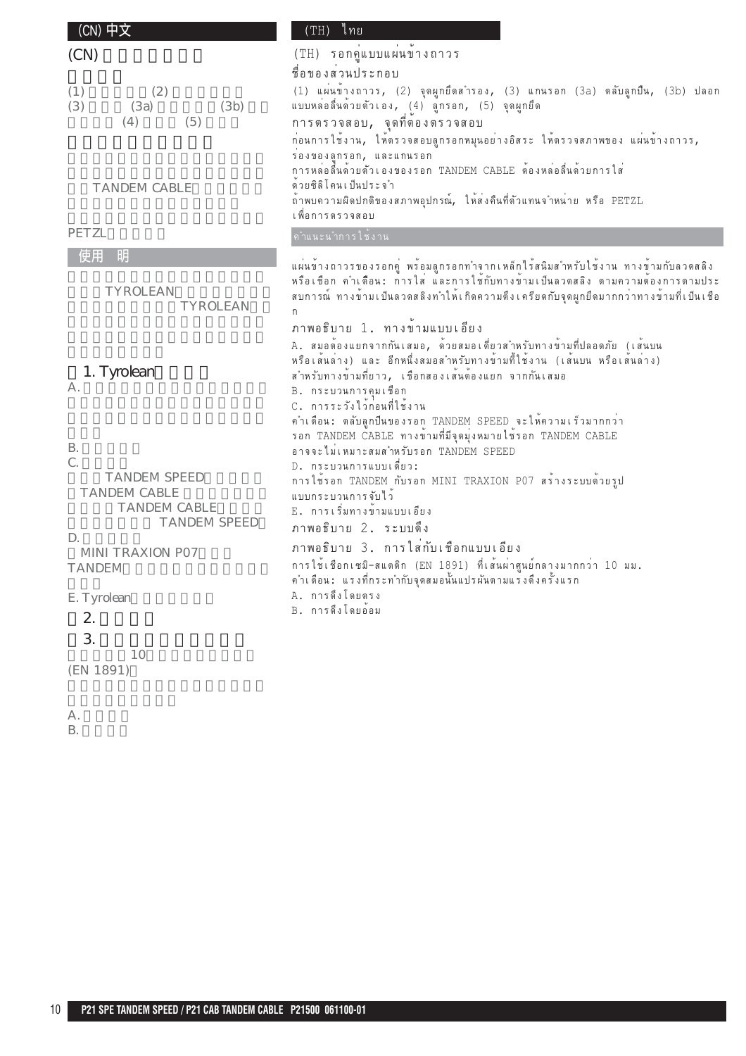# (CN) 中文

(CN)

(1) (2)
(3) (3a) (3b)
(4) (5)

TANDEM CABLE

PETZL

## 使用 明

TYROLEAN
TYROLEAN

### 1. Tyrolean

A.

B.
C.
TANDEM SPEED
TANDEM CABLE
TANDEM CABLE
TANDEM SPEED
D.
MINI TRAXION P07
TANDEM

E. Tyrolean

### 2.

### 3.

10
(EN 1891)

A.
B.

# (TH) ไทย

(TH) รอกคู่แบบแผ่นข้างถาวร

ชื่อของส่วนประกอบ

(1) แผ่นข้างถาวร, (2) จุดผูกยึดสำรอง, (3) แกนรอก (3a) ตลับลูกปืน, (3b) ปลอกแบบหล่อลื่นด้วยตัวเอง, (4) ลูกรอก, (5) จุดผูกยึด

การตรวจสอบ, จุดที่ต้องตรวจสอบ

ก่อนการใช้งาน, ให้ตรวจสอบลูกรอกหมุนอย่างอิสระ ให้ตรวจสภาพของ แผ่นข้างถาวร, ร่องของลูกรอก, และแกนรอก

การหล่อลื่นด้วยตัวเองของรอก TANDEM CABLE ต้องหล่อลื่นด้วยการใส่ด้วยซิลิโคนเป็นประจำ

ถ้าพบความผิดปกติของสภาพอุปกรณ์, ให้ส่งคืนที่ตัวแทนจำหน่าย หรือ PETZL เพื่อการตรวจสอบ

## คำแนะนำการใช้งาน

แผ่นข้างถาวรของรอกคู่ พร้อมลูกรอกทำจากเหล็กไร้สนิมสำหรับใช้งาน ทางข้ามกับลวดสลิง หรือเชือก คำเตือน: การใส่ และการใช้กับทางข้ามเป็นลวดสลิง ตามความต้องการตามประสบการณ์ ทางข้ามเป็นลวดสลิงทำให้เกิดความตึงเครียดกับจุดผูกยึดมากกว่าทางข้ามที่เป็นเชือก

### ภาพอธิบาย 1. ทางข้ามแบบเอียง

A. สมอต้องแยกจากกันเสมอ, ด้วยสมอเดี่ยวสำหรับทางข้ามที่ปลอดภัย (เส้นบน หรือเส้นล่าง) และ อีกหนึ่งสมอสำหรับทางข้ามที่ใช้งาน (เส้นบน หรือเส้นล่าง) สำหรับทางข้ามที่ยาว, เชือกสองเส้นต้องแยก จากกันเสมอ

B. กระบวนการคุมเชือก

C. การระวังไว้ก่อนที่ใช้งาน

คำเตือน: ตลับลูกปืนของรอก TANDEM SPEED จะให้ความเร็วมากกว่ารอก TANDEM CABLE ทางข้ามที่มีจุดมุ่งหมายใช้รอก TANDEM CABLE อาจจะไม่เหมาะสมสำหรับรอก TANDEM SPEED

D. กระบวนการแบบเดี่ยว:

การใช้รอก TANDEM กับรอก MINI TRAXION P07 สร้างระบบด้วยรูปแบบกระบวนการจับไว้

E. การเริ่มทางข้ามแบบเอียง

### ภาพอธิบาย 2. ระบบดึง

### ภาพอธิบาย 3. การใส่กับเชือกแบบเอียง

การใช้เชือกเซมิ-สแตติก (EN 1891) ที่เส้นผ่าศูนย์กลางมากกว่า 10 มม.

คำเตือน: แรงที่กระทำกับจุดสมอนั้นแปรผันตามแรงดึงครั้งแรก

A. การดึงโดยตรง

B. การดึงโดยอ้อม